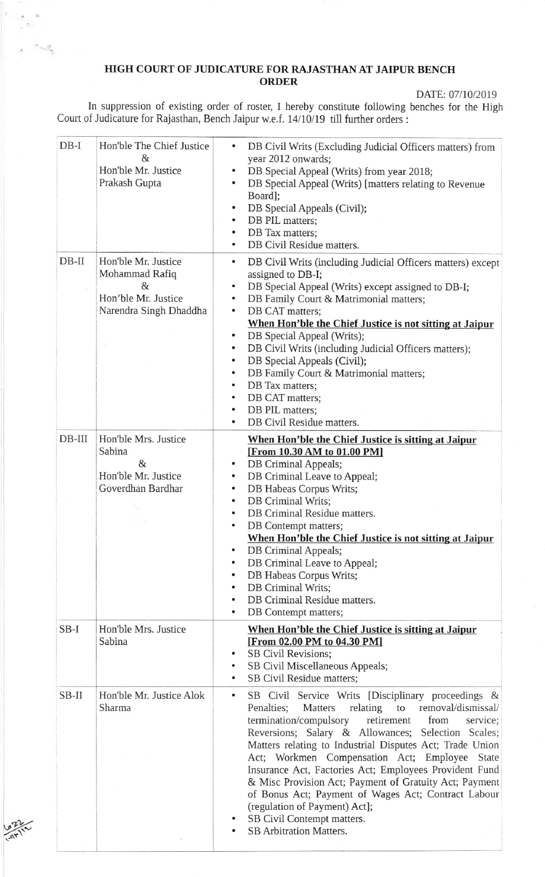# HIGH COURT OF JUDICATURE FOR RAJASTHAN AT JAIPUR BENCH

## ORDER

DATE: 07/10/2019

In suppression of existing order of roster, I hereby constitute following benches for the High Court of Judicature for Rajasthan, Bench Jaipur w.e.f. 14/10/19 till further orders :

| | | |
|---|---|---|
| DB-I | Hon'ble The Chief Justice & Hon'ble Mr. Justice Prakash Gupta | • DB Civil Writs (Excluding Judicial Officers matters) from year 2012 onwards;<br>• DB Special Appeal (Writs) from year 2018;<br>• DB Special Appeal (Writs) [matters relating to Revenue Board];<br>• DB Special Appeals (Civil);<br>• DB PIL matters;<br>• DB Tax matters;<br>• DB Civil Residue matters. |
| DB-II | Hon'ble Mr. Justice Mohammad Rafiq & Hon'ble Mr. Justice Narendra Singh Dhaddha | • DB Civil Writs (including Judicial Officers matters) except assigned to DB-I;<br>• DB Special Appeal (Writs) except assigned to DB-I;<br>• DB Family Court & Matrimonial matters;<br>• DB CAT matters;<br>**When Hon'ble the Chief Justice is not sitting at Jaipur**<br>• DB Special Appeal (Writs);<br>• DB Civil Writs (including Judicial Officers matters);<br>• DB Special Appeals (Civil);<br>• DB Family Court & Matrimonial matters;<br>• DB Tax matters;<br>• DB CAT matters;<br>• DB PIL matters;<br>• DB Civil Residue matters. |
| DB-III | Hon'ble Mrs. Justice Sabina & Hon'ble Mr. Justice Goverdhan Bardhar | **When Hon'ble the Chief Justice is sitting at Jaipur [From 10.30 AM to 01.00 PM]**<br>• DB Criminal Appeals;<br>• DB Criminal Leave to Appeal;<br>• DB Habeas Corpus Writs;<br>• DB Criminal Writs;<br>• DB Criminal Residue matters.<br>• DB Contempt matters;<br>**When Hon'ble the Chief Justice is not sitting at Jaipur**<br>• DB Criminal Appeals;<br>• DB Criminal Leave to Appeal;<br>• DB Habeas Corpus Writs;<br>• DB Criminal Writs;<br>• DB Criminal Residue matters.<br>• DB Contempt matters; |
| SB-I | Hon'ble Mrs. Justice Sabina | **When Hon'ble the Chief Justice is sitting at Jaipur [From 02.00 PM to 04.30 PM]**<br>• SB Civil Revisions;<br>• SB Civil Miscellaneous Appeals;<br>• SB Civil Residue matters; |
| SB-II | Hon'ble Mr. Justice Alok Sharma | • SB Civil Service Writs [Disciplinary proceedings & Penalties; Matters relating to removal/dismissal/ termination/compulsory retirement from service; Reversions; Salary & Allowances; Selection Scales; Matters relating to Industrial Disputes Act; Trade Union Act; Workmen Compensation Act; Employee State Insurance Act, Factories Act; Employees Provident Fund & Misc Provision Act; Payment of Gratuity Act; Payment of Bonus Act; Payment of Wages Act; Contract Labour (regulation of Payment) Act];<br>• SB Civil Contempt matters.<br>• SB Arbitration Matters. |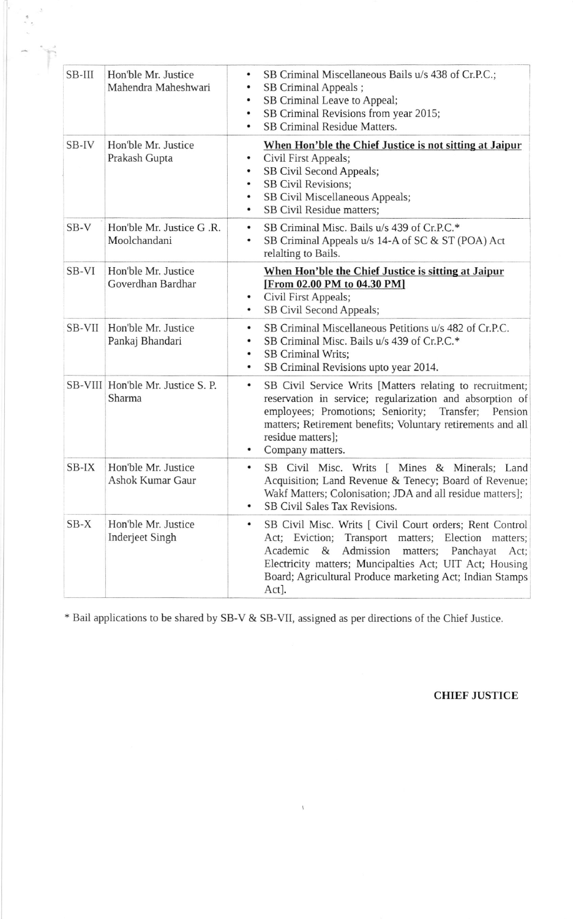| | | |
|---|---|---|
| SB-III | Hon'ble Mr. Justice Mahendra Maheshwari | • SB Criminal Miscellaneous Bails u/s 438 of Cr.P.C.;<br>• SB Criminal Appeals ;<br>• SB Criminal Leave to Appeal;<br>• SB Criminal Revisions from year 2015;<br>• SB Criminal Residue Matters. |
| SB-IV | Hon'ble Mr. Justice Prakash Gupta | **<u>When Hon'ble the Chief Justice is not sitting at Jaipur</u>**<br>• Civil First Appeals;<br>• SB Civil Second Appeals;<br>• SB Civil Revisions;<br>• SB Civil Miscellaneous Appeals;<br>• SB Civil Residue matters; |
| SB-V | Hon'ble Mr. Justice G .R. Moolchandani | • SB Criminal Misc. Bails u/s 439 of Cr.P.C.*<br>• SB Criminal Appeals u/s 14-A of SC & ST (POA) Act relalting to Bails. |
| SB-VI | Hon'ble Mr. Justice Goverdhan Bardhar | **<u>When Hon'ble the Chief Justice is sitting at Jaipur [From 02.00 PM to 04.30 PM]</u>**<br>• Civil First Appeals;<br>• SB Civil Second Appeals; |
| SB-VII | Hon'ble Mr. Justice Pankaj Bhandari | • SB Criminal Miscellaneous Petitions u/s 482 of Cr.P.C.<br>• SB Criminal Misc. Bails u/s 439 of Cr.P.C.*<br>• SB Criminal Writs;<br>• SB Criminal Revisions upto year 2014. |
| SB-VIII | Hon'ble Mr. Justice S. P. Sharma | • SB Civil Service Writs [Matters relating to recruitment; reservation in service; regularization and absorption of employees; Promotions; Seniority; Transfer; Pension matters; Retirement benefits; Voluntary retirements and all residue matters];<br>• Company matters. |
| SB-IX | Hon'ble Mr. Justice Ashok Kumar Gaur | • SB Civil Misc. Writs [ Mines & Minerals; Land Acquisition; Land Revenue & Tenecy; Board of Revenue; Wakf Matters; Colonisation; JDA and all residue matters];<br>• SB Civil Sales Tax Revisions. |
| SB-X | Hon'ble Mr. Justice Inderjeet Singh | • SB Civil Misc. Writs [ Civil Court orders; Rent Control Act; Eviction; Transport matters; Election matters; Academic & Admission matters; Panchayat Act; Electricity matters; Muncipalties Act; UIT Act; Housing Board; Agricultural Produce marketing Act; Indian Stamps Act]. |

* Bail applications to be shared by SB-V & SB-VII, assigned as per directions of the Chief Justice.

**CHIEF JUSTICE**